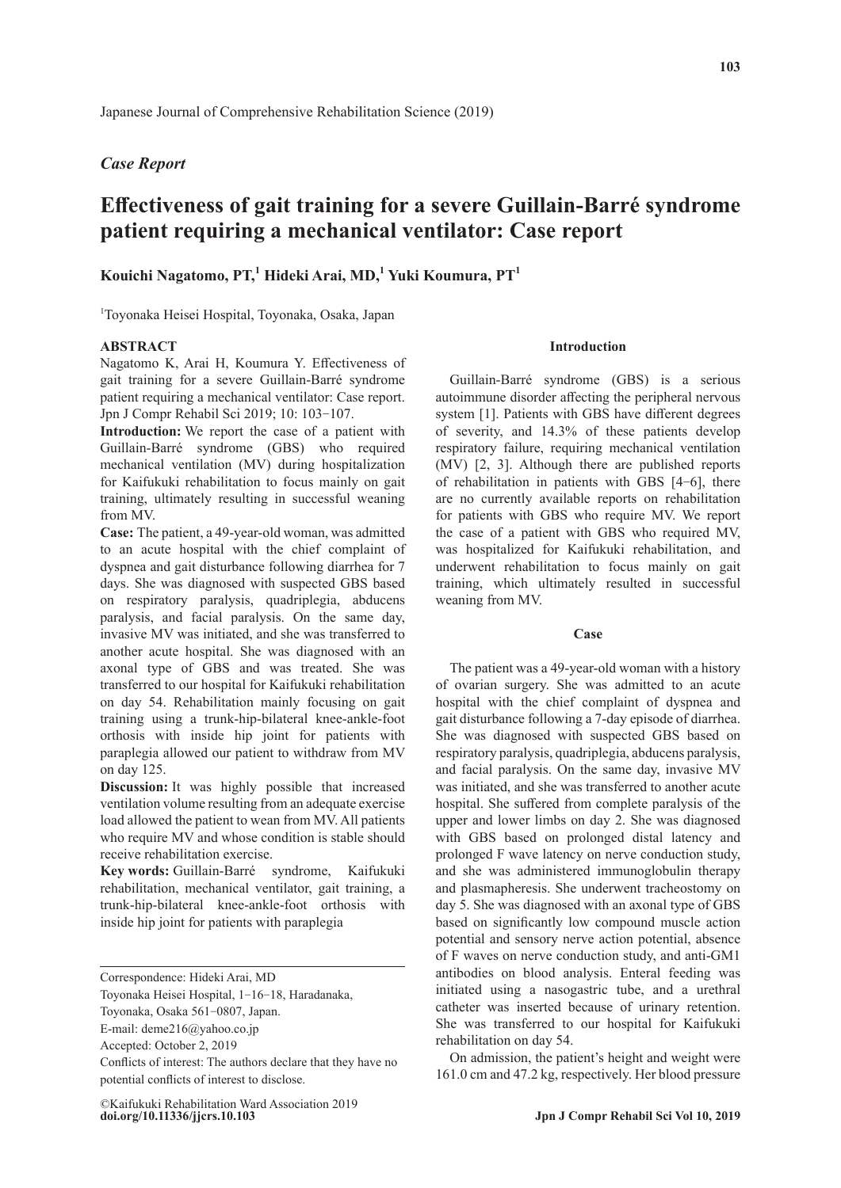Japanese Journal of Comprehensive Rehabilitation Science (2019)

*Case Report*

# Effectiveness of gait training for a severe Guillain-Barré syndrome patient requiring a mechanical ventilator: Case report

**Kouichi Nagatomo, PT,[1] Hideki Arai, MD,[1] Yuki Koumura, PT[1]**

[1]Toyonaka Heisei Hospital, Toyonaka, Osaka, Japan

## ABSTRACT

Nagatomo K, Arai H, Koumura Y. Effectiveness of gait training for a severe Guillain-Barré syndrome patient requiring a mechanical ventilator: Case report. Jpn J Compr Rehabil Sci 2019; 10: 103−107.

**Introduction:** We report the case of a patient with Guillain-Barré syndrome (GBS) who required mechanical ventilation (MV) during hospitalization for Kaifukuki rehabilitation to focus mainly on gait training, ultimately resulting in successful weaning from MV.

**Case:** The patient, a 49-year-old woman, was admitted to an acute hospital with the chief complaint of dyspnea and gait disturbance following diarrhea for 7 days. She was diagnosed with suspected GBS based on respiratory paralysis, quadriplegia, abducens paralysis, and facial paralysis. On the same day, invasive MV was initiated, and she was transferred to another acute hospital. She was diagnosed with an axonal type of GBS and was treated. She was transferred to our hospital for Kaifukuki rehabilitation on day 54. Rehabilitation mainly focusing on gait training using a trunk-hip-bilateral knee-ankle-foot orthosis with inside hip joint for patients with paraplegia allowed our patient to withdraw from MV on day 125.

**Discussion:** It was highly possible that increased ventilation volume resulting from an adequate exercise load allowed the patient to wean from MV. All patients who require MV and whose condition is stable should receive rehabilitation exercise.

**Key words:** Guillain-Barré syndrome, Kaifukuki rehabilitation, mechanical ventilator, gait training, a trunk-hip-bilateral knee-ankle-foot orthosis with inside hip joint for patients with paraplegia

Correspondence: Hideki Arai, MD
Toyonaka Heisei Hospital, 1−16−18, Haradanaka, Toyonaka, Osaka 561−0807, Japan.
E-mail: deme216@yahoo.co.jp
Accepted: October 2, 2019
Conflicts of interest: The authors declare that they have no potential conflicts of interest to disclose.

©Kaifukuki Rehabilitation Ward Association 2019
**doi.org/10.11336/jjcrs.10.103**

## Introduction

Guillain-Barré syndrome (GBS) is a serious autoimmune disorder affecting the peripheral nervous system [1]. Patients with GBS have different degrees of severity, and 14.3% of these patients develop respiratory failure, requiring mechanical ventilation (MV) [2, 3]. Although there are published reports of rehabilitation in patients with GBS [4−6], there are no currently available reports on rehabilitation for patients with GBS who require MV. We report the case of a patient with GBS who required MV, was hospitalized for Kaifukuki rehabilitation, and underwent rehabilitation to focus mainly on gait training, which ultimately resulted in successful weaning from MV.

## Case

The patient was a 49-year-old woman with a history of ovarian surgery. She was admitted to an acute hospital with the chief complaint of dyspnea and gait disturbance following a 7-day episode of diarrhea. She was diagnosed with suspected GBS based on respiratory paralysis, quadriplegia, abducens paralysis, and facial paralysis. On the same day, invasive MV was initiated, and she was transferred to another acute hospital. She suffered from complete paralysis of the upper and lower limbs on day 2. She was diagnosed with GBS based on prolonged distal latency and prolonged F wave latency on nerve conduction study, and she was administered immunoglobulin therapy and plasmapheresis. She underwent tracheostomy on day 5. She was diagnosed with an axonal type of GBS based on significantly low compound muscle action potential and sensory nerve action potential, absence of F waves on nerve conduction study, and anti-GM1 antibodies on blood analysis. Enteral feeding was initiated using a nasogastric tube, and a urethral catheter was inserted because of urinary retention. She was transferred to our hospital for Kaifukuki rehabilitation on day 54.

On admission, the patient's height and weight were 161.0 cm and 47.2 kg, respectively. Her blood pressure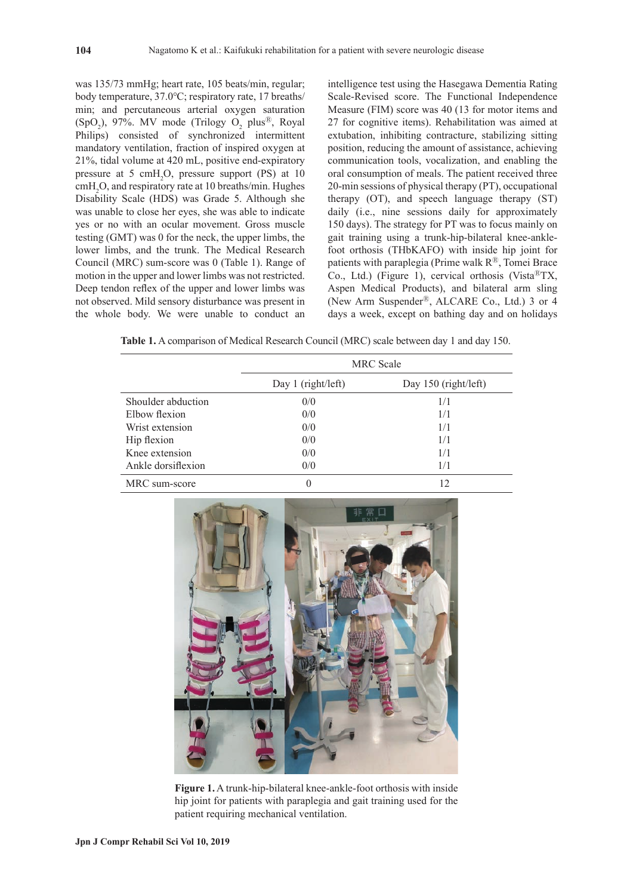was 135/73 mmHg; heart rate, 105 beats/min, regular; body temperature, 37.0°C; respiratory rate, 17 breaths/min; and percutaneous arterial oxygen saturation ($SpO_2$), 97%. MV mode (Trilogy $O_2$ plus®, Royal Philips) consisted of synchronized intermittent mandatory ventilation, fraction of inspired oxygen at 21%, tidal volume at 420 mL, positive end-expiratory pressure at 5 $cmH_2O$, pressure support (PS) at 10 $cmH_2O$, and respiratory rate at 10 breaths/min. Hughes Disability Scale (HDS) was Grade 5. Although she was unable to close her eyes, she was able to indicate yes or no with an ocular movement. Gross muscle testing (GMT) was 0 for the neck, the upper limbs, the lower limbs, and the trunk. The Medical Research Council (MRC) sum-score was 0 (Table 1). Range of motion in the upper and lower limbs was not restricted. Deep tendon reflex of the upper and lower limbs was not observed. Mild sensory disturbance was present in the whole body. We were unable to conduct an intelligence test using the Hasegawa Dementia Rating Scale-Revised score. The Functional Independence Measure (FIM) score was 40 (13 for motor items and 27 for cognitive items). Rehabilitation was aimed at extubation, inhibiting contracture, stabilizing sitting position, reducing the amount of assistance, achieving communication tools, vocalization, and enabling the oral consumption of meals. The patient received three 20-min sessions of physical therapy (PT), occupational therapy (OT), and speech language therapy (ST) daily (i.e., nine sessions daily for approximately 150 days). The strategy for PT was to focus mainly on gait training using a trunk-hip-bilateral knee-ankle-foot orthosis (THbKAFO) with inside hip joint for patients with paraplegia (Prime walk R®, Tomei Brace Co., Ltd.) (Figure 1), cervical orthosis (Vista®TX, Aspen Medical Products), and bilateral arm sling (New Arm Suspender®, ALCARE Co., Ltd.) 3 or 4 days a week, except on bathing day and on holidays

**Table 1.** A comparison of Medical Research Council (MRC) scale between day 1 and day 150.

| | MRC Scale | |
|---|---|---|
| | Day 1 (right/left) | Day 150 (right/left) |
| Shoulder abduction | 0/0 | 1/1 |
| Elbow flexion | 0/0 | 1/1 |
| Wrist extension | 0/0 | 1/1 |
| Hip flexion | 0/0 | 1/1 |
| Knee extension | 0/0 | 1/1 |
| Ankle dorsiflexion | 0/0 | 1/1 |
| MRC sum-score | 0 | 12 |

**Figure 1.** A trunk-hip-bilateral knee-ankle-foot orthosis with inside hip joint for patients with paraplegia and gait training used for the patient requiring mechanical ventilation.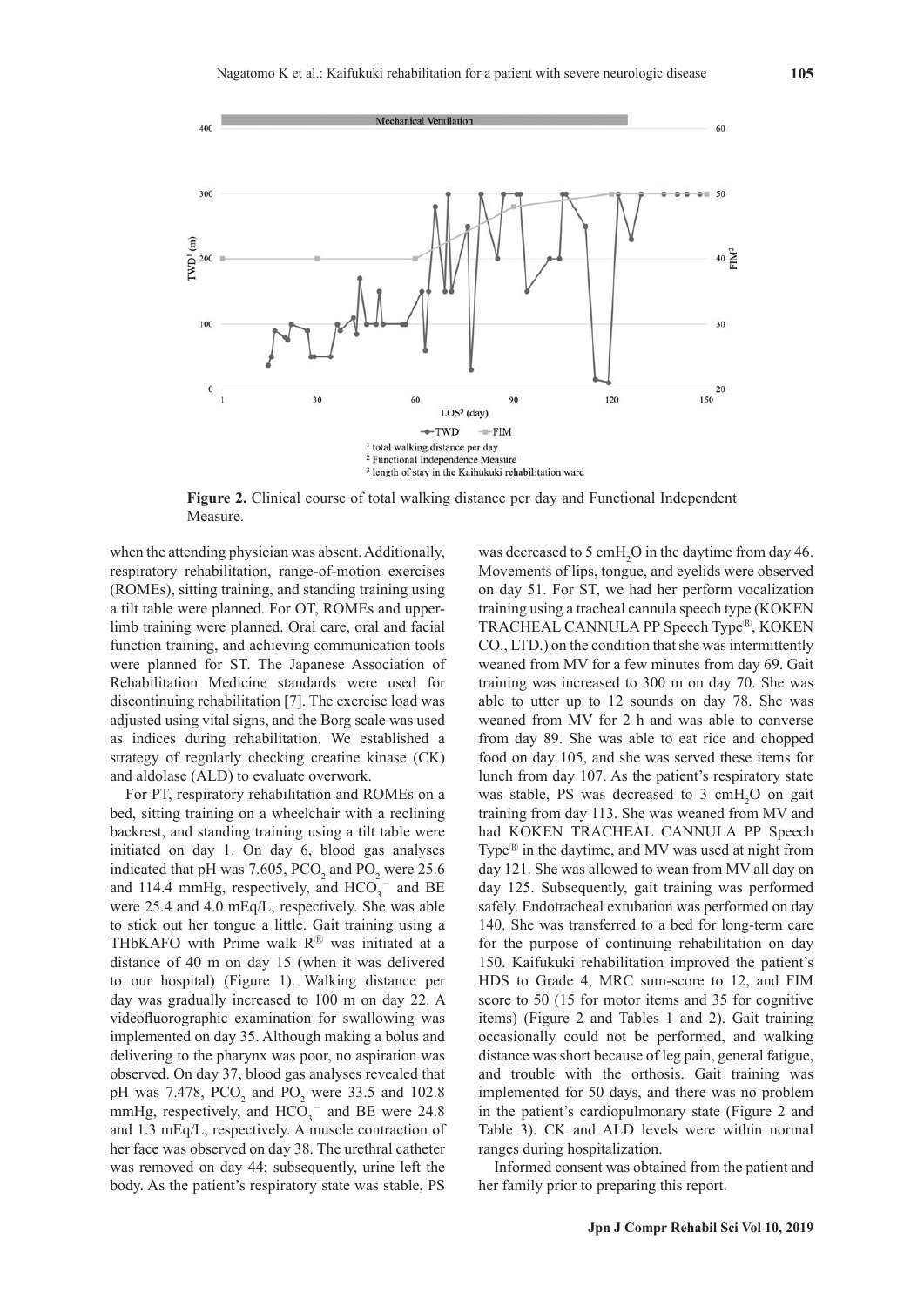Figure 2. Clinical course of total walking distance per day and Functional Independent Measure.

when the attending physician was absent. Additionally, respiratory rehabilitation, range-of-motion exercises (ROMEs), sitting training, and standing training using a tilt table were planned. For OT, ROMEs and upper-limb training were planned. Oral care, oral and facial function training, and achieving communication tools were planned for ST. The Japanese Association of Rehabilitation Medicine standards were used for discontinuing rehabilitation [7]. The exercise load was adjusted using vital signs, and the Borg scale was used as indices during rehabilitation. We established a strategy of regularly checking creatine kinase (CK) and aldolase (ALD) to evaluate overwork.

For PT, respiratory rehabilitation and ROMEs on a bed, sitting training on a wheelchair with a reclining backrest, and standing training using a tilt table were initiated on day 1. On day 6, blood gas analyses indicated that pH was 7.605, $PCO_2$ and $PO_2$ were 25.6 and 114.4 mmHg, respectively, and $HCO_3^-$ and BE were 25.4 and 4.0 mEq/L, respectively. She was able to stick out her tongue a little. Gait training using a THbKAFO with Prime walk R® was initiated at a distance of 40 m on day 15 (when it was delivered to our hospital) (Figure 1). Walking distance per day was gradually increased to 100 m on day 22. A videofluorographic examination for swallowing was implemented on day 35. Although making a bolus and delivering to the pharynx was poor, no aspiration was observed. On day 37, blood gas analyses revealed that pH was 7.478, $PCO_2$ and $PO_2$ were 33.5 and 102.8 mmHg, respectively, and $HCO_3^-$ and BE were 24.8 and 1.3 mEq/L, respectively. A muscle contraction of her face was observed on day 38. The urethral catheter was removed on day 44; subsequently, urine left the body. As the patient's respiratory state was stable, PS was decreased to 5 $cmH_2O$ in the daytime from day 46. Movements of lips, tongue, and eyelids were observed on day 51. For ST, we had her perform vocalization training using a tracheal cannula speech type (KOKEN TRACHEAL CANNULA PP Speech Type®, KOKEN CO., LTD.) on the condition that she was intermittently weaned from MV for a few minutes from day 69. Gait training was increased to 300 m on day 70. She was able to utter up to 12 sounds on day 78. She was weaned from MV for 2 h and was able to converse from day 89. She was able to eat rice and chopped food on day 105, and she was served these items for lunch from day 107. As the patient's respiratory state was stable, PS was decreased to 3 $cmH_2O$ on gait training from day 113. She was weaned from MV and had KOKEN TRACHEAL CANNULA PP Speech Type® in the daytime, and MV was used at night from day 121. She was allowed to wean from MV all day on day 125. Subsequently, gait training was performed safely. Endotracheal extubation was performed on day 140. She was transferred to a bed for long-term care for the purpose of continuing rehabilitation on day 150. Kaifukuki rehabilitation improved the patient's HDS to Grade 4, MRC sum-score to 12, and FIM score to 50 (15 for motor items and 35 for cognitive items) (Figure 2 and Tables 1 and 2). Gait training occasionally could not be performed, and walking distance was short because of leg pain, general fatigue, and trouble with the orthosis. Gait training was implemented for 50 days, and there was no problem in the patient's cardiopulmonary state (Figure 2 and Table 3). CK and ALD levels were within normal ranges during hospitalization.

Informed consent was obtained from the patient and her family prior to preparing this report.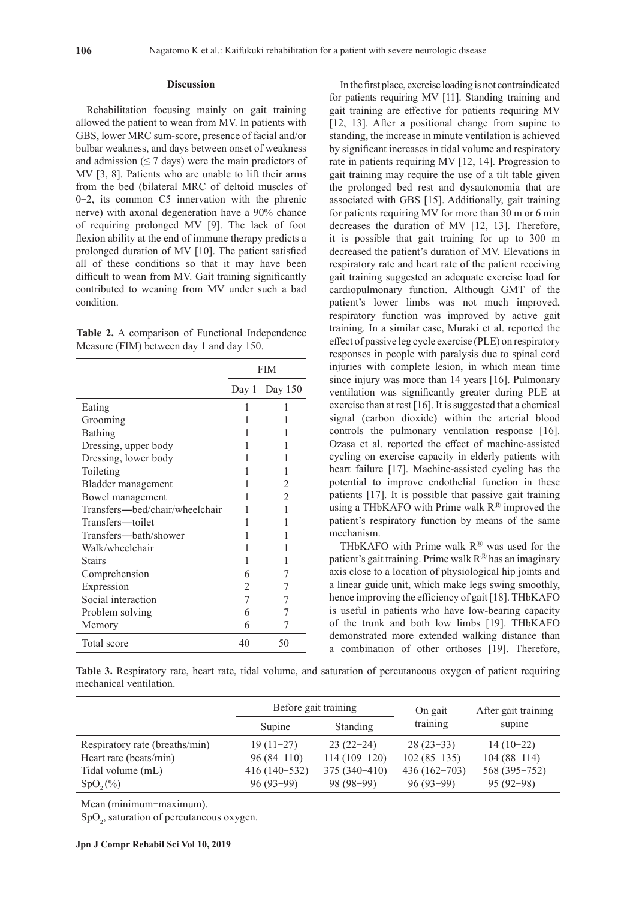## Discussion

Rehabilitation focusing mainly on gait training allowed the patient to wean from MV. In patients with GBS, lower MRC sum-score, presence of facial and/or bulbar weakness, and days between onset of weakness and admission (≤ 7 days) were the main predictors of MV [3, 8]. Patients who are unable to lift their arms from the bed (bilateral MRC of deltoid muscles of 0−2, its common C5 innervation with the phrenic nerve) with axonal degeneration have a 90% chance of requiring prolonged MV [9]. The lack of foot flexion ability at the end of immune therapy predicts a prolonged duration of MV [10]. The patient satisfied all of these conditions so that it may have been difficult to wean from MV. Gait training significantly contributed to weaning from MV under such a bad condition.

**Table 2.** A comparison of Functional Independence Measure (FIM) between day 1 and day 150.

| | FIM | |
|---|---|---|
| | Day 1 | Day 150 |
| Eating | 1 | 1 |
| Grooming | 1 | 1 |
| Bathing | 1 | 1 |
| Dressing, upper body | 1 | 1 |
| Dressing, lower body | 1 | 1 |
| Toileting | 1 | 1 |
| Bladder management | 1 | 2 |
| Bowel management | 1 | 2 |
| Transfers—bed/chair/wheelchair | 1 | 1 |
| Transfers—toilet | 1 | 1 |
| Transfers—bath/shower | 1 | 1 |
| Walk/wheelchair | 1 | 1 |
| Stairs | 1 | 1 |
| Comprehension | 6 | 7 |
| Expression | 2 | 7 |
| Social interaction | 7 | 7 |
| Problem solving | 6 | 7 |
| Memory | 6 | 7 |
| Total score | 40 | 50 |

In the first place, exercise loading is not contraindicated for patients requiring MV [11]. Standing training and gait training are effective for patients requiring MV [12, 13]. After a positional change from supine to standing, the increase in minute ventilation is achieved by significant increases in tidal volume and respiratory rate in patients requiring MV [12, 14]. Progression to gait training may require the use of a tilt table given the prolonged bed rest and dysautonomia that are associated with GBS [15]. Additionally, gait training for patients requiring MV for more than 30 m or 6 min decreases the duration of MV [12, 13]. Therefore, it is possible that gait training for up to 300 m decreased the patient's duration of MV. Elevations in respiratory rate and heart rate of the patient receiving gait training suggested an adequate exercise load for cardiopulmonary function. Although GMT of the patient's lower limbs was not much improved, respiratory function was improved by active gait training. In a similar case, Muraki et al. reported the effect of passive leg cycle exercise (PLE) on respiratory responses in people with paralysis due to spinal cord injuries with complete lesion, in which mean time since injury was more than 14 years [16]. Pulmonary ventilation was significantly greater during PLE at exercise than at rest [16]. It is suggested that a chemical signal (carbon dioxide) within the arterial blood controls the pulmonary ventilation response [16]. Ozasa et al. reported the effect of machine-assisted cycling on exercise capacity in elderly patients with heart failure [17]. Machine-assisted cycling has the potential to improve endothelial function in these patients [17]. It is possible that passive gait training using a THbKAFO with Prime walk R® improved the patient's respiratory function by means of the same mechanism.

THbKAFO with Prime walk R® was used for the patient's gait training. Prime walk R® has an imaginary axis close to a location of physiological hip joints and a linear guide unit, which make legs swing smoothly, hence improving the efficiency of gait [18]. THbKAFO is useful in patients who have low-bearing capacity of the trunk and both low limbs [19]. THbKAFO demonstrated more extended walking distance than a combination of other orthoses [19]. Therefore,

**Table 3.** Respiratory rate, heart rate, tidal volume, and saturation of percutaneous oxygen of patient requiring mechanical ventilation.

| | Before gait training | | On gait training | After gait training supine |
|---|---|---|---|---|
| | Supine | Standing | | |
| Respiratory rate (breaths/min) | 19 (11−27) | 23 (22−24) | 28 (23−33) | 14 (10−22) |
| Heart rate (beats/min) | 96 (84−110) | 114 (109−120) | 102 (85−135) | 104 (88−114) |
| Tidal volume (mL) | 416 (140−532) | 375 (340−410) | 436 (162−703) | 568 (395−752) |
| $SpO_2$ (%) | 96 (93−99) | 98 (98−99) | 96 (93−99) | 95 (92−98) |

Mean (minimum−maximum).

$SpO_2$, saturation of percutaneous oxygen.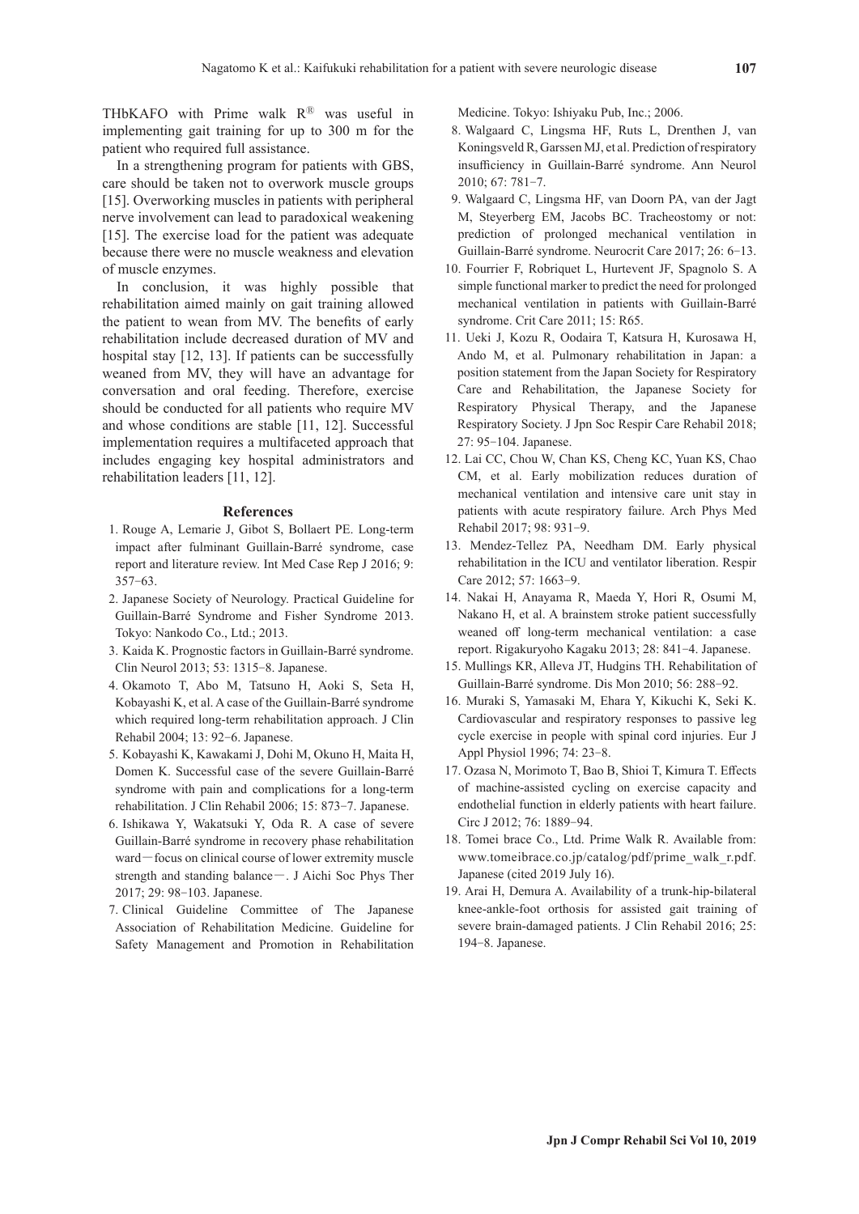THbKAFO with Prime walk R® was useful in implementing gait training for up to 300 m for the patient who required full assistance.

In a strengthening program for patients with GBS, care should be taken not to overwork muscle groups [15]. Overworking muscles in patients with peripheral nerve involvement can lead to paradoxical weakening [15]. The exercise load for the patient was adequate because there were no muscle weakness and elevation of muscle enzymes.

In conclusion, it was highly possible that rehabilitation aimed mainly on gait training allowed the patient to wean from MV. The benefits of early rehabilitation include decreased duration of MV and hospital stay [12, 13]. If patients can be successfully weaned from MV, they will have an advantage for conversation and oral feeding. Therefore, exercise should be conducted for all patients who require MV and whose conditions are stable [11, 12]. Successful implementation requires a multifaceted approach that includes engaging key hospital administrators and rehabilitation leaders [11, 12].

## References

1. Rouge A, Lemarie J, Gibot S, Bollaert PE. Long-term impact after fulminant Guillain-Barré syndrome, case report and literature review. Int Med Case Rep J 2016; 9: 357−63.
2. Japanese Society of Neurology. Practical Guideline for Guillain-Barré Syndrome and Fisher Syndrome 2013. Tokyo: Nankodo Co., Ltd.; 2013.
3. Kaida K. Prognostic factors in Guillain-Barré syndrome. Clin Neurol 2013; 53: 1315−8. Japanese.
4. Okamoto T, Abo M, Tatsuno H, Aoki S, Seta H, Kobayashi K, et al. A case of the Guillain-Barré syndrome which required long-term rehabilitation approach. J Clin Rehabil 2004; 13: 92−6. Japanese.
5. Kobayashi K, Kawakami J, Dohi M, Okuno H, Maita H, Domen K. Successful case of the severe Guillain-Barré syndrome with pain and complications for a long-term rehabilitation. J Clin Rehabil 2006; 15: 873−7. Japanese.
6. Ishikawa Y, Wakatsuki Y, Oda R. A case of severe Guillain-Barré syndrome in recovery phase rehabilitation ward－focus on clinical course of lower extremity muscle strength and standing balance－. J Aichi Soc Phys Ther 2017; 29: 98−103. Japanese.
7. Clinical Guideline Committee of The Japanese Association of Rehabilitation Medicine. Guideline for Safety Management and Promotion in Rehabilitation Medicine. Tokyo: Ishiyaku Pub, Inc.; 2006.
8. Walgaard C, Lingsma HF, Ruts L, Drenthen J, van Koningsveld R, Garssen MJ, et al. Prediction of respiratory insufficiency in Guillain-Barré syndrome. Ann Neurol 2010; 67: 781−7.
9. Walgaard C, Lingsma HF, van Doorn PA, van der Jagt M, Steyerberg EM, Jacobs BC. Tracheostomy or not: prediction of prolonged mechanical ventilation in Guillain-Barré syndrome. Neurocrit Care 2017; 26: 6−13.
10. Fourrier F, Robriquet L, Hurtevent JF, Spagnolo S. A simple functional marker to predict the need for prolonged mechanical ventilation in patients with Guillain-Barré syndrome. Crit Care 2011; 15: R65.
11. Ueki J, Kozu R, Oodaira T, Katsura H, Kurosawa H, Ando M, et al. Pulmonary rehabilitation in Japan: a position statement from the Japan Society for Respiratory Care and Rehabilitation, the Japanese Society for Respiratory Physical Therapy, and the Japanese Respiratory Society. J Jpn Soc Respir Care Rehabil 2018; 27: 95−104. Japanese.
12. Lai CC, Chou W, Chan KS, Cheng KC, Yuan KS, Chao CM, et al. Early mobilization reduces duration of mechanical ventilation and intensive care unit stay in patients with acute respiratory failure. Arch Phys Med Rehabil 2017; 98: 931−9.
13. Mendez-Tellez PA, Needham DM. Early physical rehabilitation in the ICU and ventilator liberation. Respir Care 2012; 57: 1663−9.
14. Nakai H, Anayama R, Maeda Y, Hori R, Osumi M, Nakano H, et al. A brainstem stroke patient successfully weaned off long-term mechanical ventilation: a case report. Rigakuryoho Kagaku 2013; 28: 841−4. Japanese.
15. Mullings KR, Alleva JT, Hudgins TH. Rehabilitation of Guillain-Barré syndrome. Dis Mon 2010; 56: 288−92.
16. Muraki S, Yamasaki M, Ehara Y, Kikuchi K, Seki K. Cardiovascular and respiratory responses to passive leg cycle exercise in people with spinal cord injuries. Eur J Appl Physiol 1996; 74: 23−8.
17. Ozasa N, Morimoto T, Bao B, Shioi T, Kimura T. Effects of machine-assisted cycling on exercise capacity and endothelial function in elderly patients with heart failure. Circ J 2012; 76: 1889−94.
18. Tomei brace Co., Ltd. Prime Walk R. Available from: www.tomeibrace.co.jp/catalog/pdf/prime_walk_r.pdf. Japanese (cited 2019 July 16).
19. Arai H, Demura A. Availability of a trunk-hip-bilateral knee-ankle-foot orthosis for assisted gait training of severe brain-damaged patients. J Clin Rehabil 2016; 25: 194−8. Japanese.